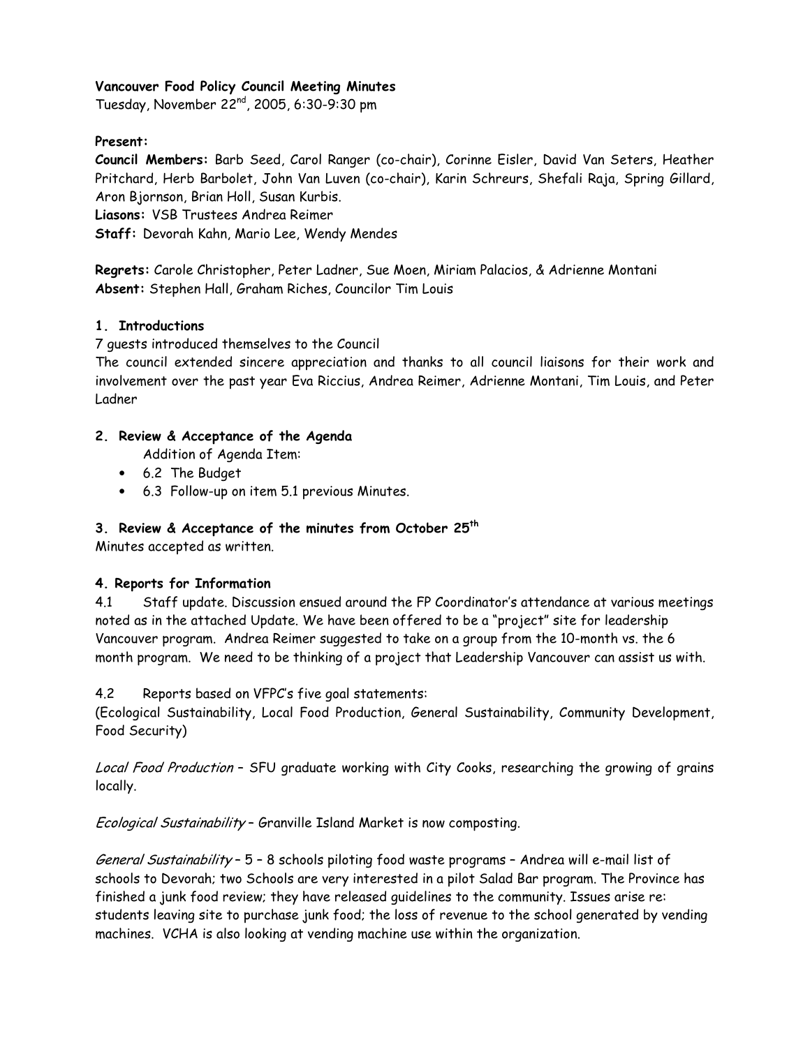**Vancouver Food Policy Council Meeting Minutes**

Tuesday, November 22nd, 2005, 6:30-9:30 pm

**Present:**

**Council Members:** Barb Seed, Carol Ranger (co-chair), Corinne Eisler, David Van Seters, Heather Pritchard, Herb Barbolet, John Van Luven (co-chair), Karin Schreurs, Shefali Raja, Spring Gillard, Aron Bjornson, Brian Holl, Susan Kurbis.

**Liasons:** VSB Trustees Andrea Reimer

**Staff:** Devorah Kahn, Mario Lee, Wendy Mendes

**Regrets:** Carole Christopher, Peter Ladner, Sue Moen, Miriam Palacios, & Adrienne Montani

**Absent:** Stephen Hall, Graham Riches, Councilor Tim Louis

**1. Introductions**

7 guests introduced themselves to the Council

The council extended sincere appreciation and thanks to all council liaisons for their work and involvement over the past year Eva Riccius, Andrea Reimer, Adrienne Montani, Tim Louis, and Peter Ladner

**2. Review & Acceptance of the Agenda**

Addition of Agenda Item:

- 6.2 The Budget
- 6.3 Follow-up on item 5.1 previous Minutes.

**3. Review & Acceptance of the minutes from October 25th**

Minutes accepted as written.

**4. Reports for Information**

4.1 Staff update. Discussion ensued around the FP Coordinator's attendance at various meetings noted as in the attached Update. We have been offered to be a "project" site for leadership Vancouver program. Andrea Reimer suggested to take on a group from the 10-month vs. the 6 month program. We need to be thinking of a project that Leadership Vancouver can assist us with.

4.2 Reports based on VFPC's five goal statements:

(Ecological Sustainability, Local Food Production, General Sustainability, Community Development, Food Security)

*Local Food Production* – SFU graduate working with City Cooks, researching the growing of grains locally.

*Ecological Sustainability* – Granville Island Market is now composting.

*General Sustainability* – 5 – 8 schools piloting food waste programs – Andrea will e-mail list of schools to Devorah; two Schools are very interested in a pilot Salad Bar program. The Province has finished a junk food review; they have released guidelines to the community. Issues arise re: students leaving site to purchase junk food; the loss of revenue to the school generated by vending machines. VCHA is also looking at vending machine use within the organization.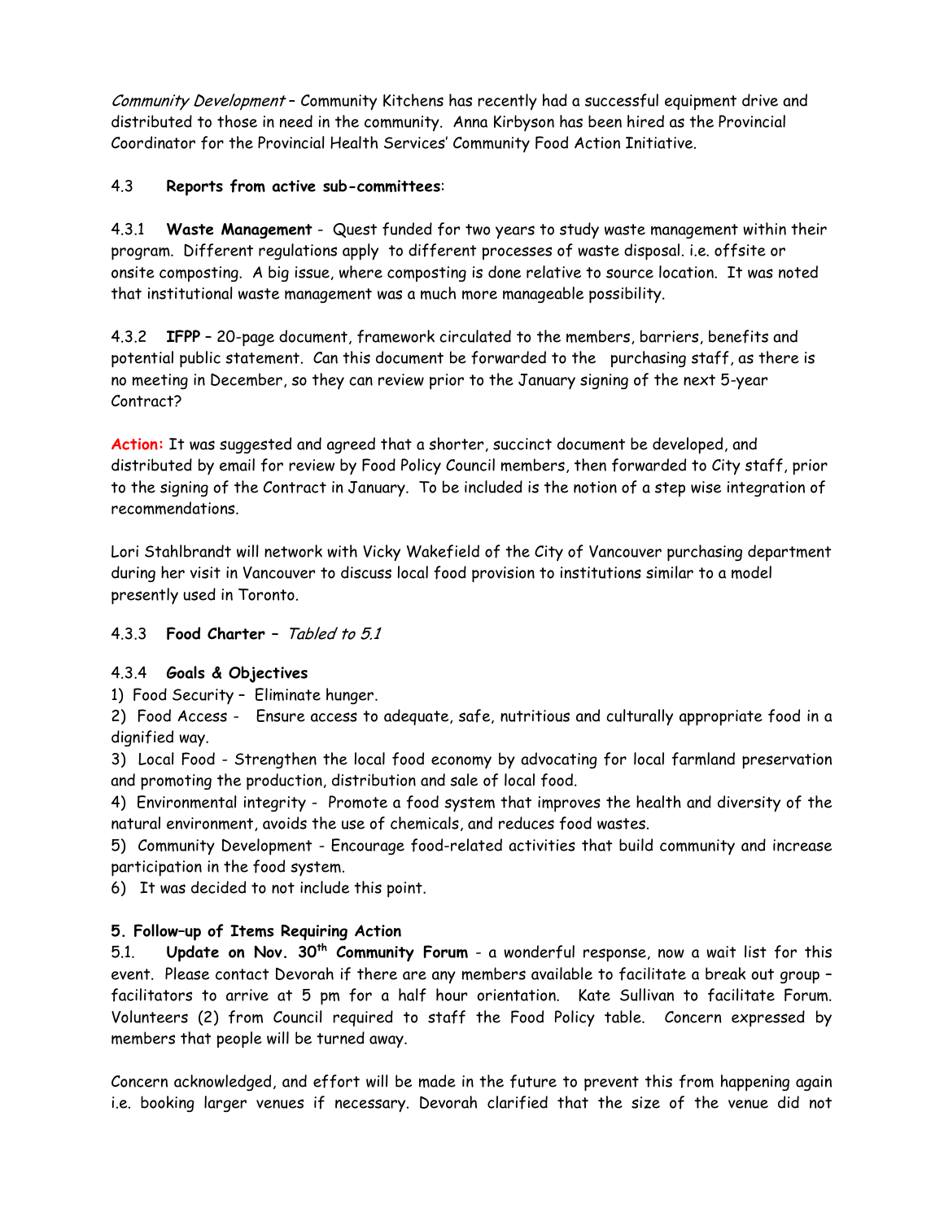*Community Development* – Community Kitchens has recently had a successful equipment drive and distributed to those in need in the community. Anna Kirbyson has been hired as the Provincial Coordinator for the Provincial Health Services' Community Food Action Initiative.

4.3 **Reports from active sub-committees**:

4.3.1 **Waste Management** - Quest funded for two years to study waste management within their program. Different regulations apply to different processes of waste disposal. i.e. offsite or onsite composting. A big issue, where composting is done relative to source location. It was noted that institutional waste management was a much more manageable possibility.

4.3.2 **IFPP** – 20-page document, framework circulated to the members, barriers, benefits and potential public statement. Can this document be forwarded to the purchasing staff, as there is no meeting in December, so they can review prior to the January signing of the next 5-year Contract?

**Action:** It was suggested and agreed that a shorter, succinct document be developed, and distributed by email for review by Food Policy Council members, then forwarded to City staff, prior to the signing of the Contract in January. To be included is the notion of a step wise integration of recommendations.

Lori Stahlbrandt will network with Vicky Wakefield of the City of Vancouver purchasing department during her visit in Vancouver to discuss local food provision to institutions similar to a model presently used in Toronto.

4.3.3 **Food Charter** – *Tabled to 5.1*

4.3.4 **Goals & Objectives**

1) Food Security – Eliminate hunger.
2) Food Access - Ensure access to adequate, safe, nutritious and culturally appropriate food in a dignified way.
3) Local Food - Strengthen the local food economy by advocating for local farmland preservation and promoting the production, distribution and sale of local food.
4) Environmental integrity - Promote a food system that improves the health and diversity of the natural environment, avoids the use of chemicals, and reduces food wastes.
5) Community Development - Encourage food-related activities that build community and increase participation in the food system.
6) It was decided to not include this point.

**5. Follow–up of Items Requiring Action**

5.1. **Update on Nov. 30th Community Forum** - a wonderful response, now a wait list for this event. Please contact Devorah if there are any members available to facilitate a break out group – facilitators to arrive at 5 pm for a half hour orientation. Kate Sullivan to facilitate Forum. Volunteers (2) from Council required to staff the Food Policy table. Concern expressed by members that people will be turned away.

Concern acknowledged, and effort will be made in the future to prevent this from happening again i.e. booking larger venues if necessary. Devorah clarified that the size of the venue did not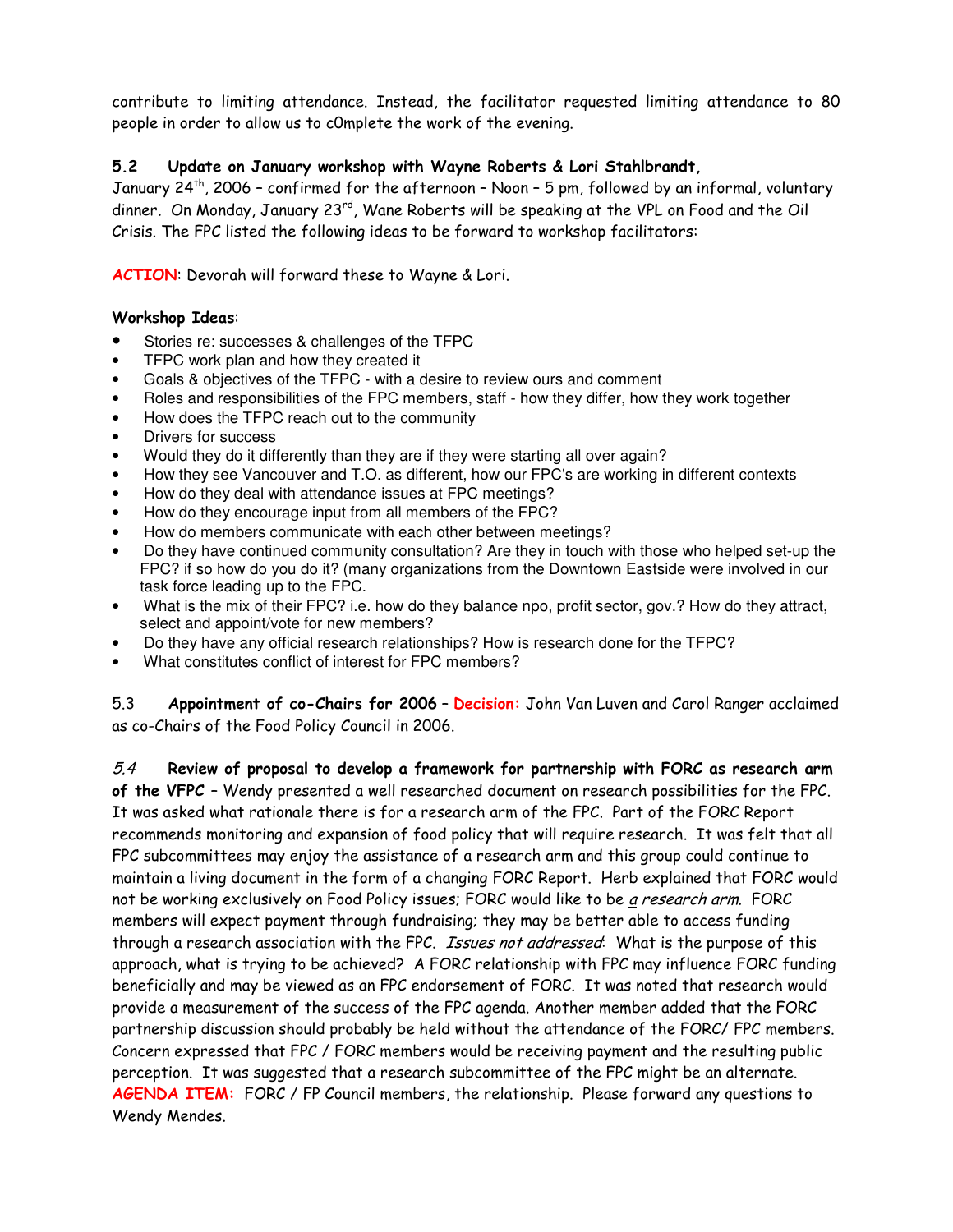contribute to limiting attendance. Instead, the facilitator requested limiting attendance to 80 people in order to allow us to c0mplete the work of the evening.

**5.2 Update on January workshop with Wayne Roberts & Lori Stahlbrandt,** January 24th, 2006 – confirmed for the afternoon – Noon – 5 pm, followed by an informal, voluntary dinner. On Monday, January 23rd, Wane Roberts will be speaking at the VPL on Food and the Oil Crisis. The FPC listed the following ideas to be forward to workshop facilitators:

**ACTION**: Devorah will forward these to Wayne & Lori.

**Workshop Ideas**:

- Stories re: successes & challenges of the TFPC
- TFPC work plan and how they created it
- Goals & objectives of the TFPC - with a desire to review ours and comment
- Roles and responsibilities of the FPC members, staff - how they differ, how they work together
- How does the TFPC reach out to the community
- Drivers for success
- Would they do it differently than they are if they were starting all over again?
- How they see Vancouver and T.O. as different, how our FPC's are working in different contexts
- How do they deal with attendance issues at FPC meetings?
- How do they encourage input from all members of the FPC?
- How do members communicate with each other between meetings?
- Do they have continued community consultation? Are they in touch with those who helped set-up the FPC? if so how do you do it? (many organizations from the Downtown Eastside were involved in our task force leading up to the FPC.
- What is the mix of their FPC? i.e. how do they balance npo, profit sector, gov.? How do they attract, select and appoint/vote for new members?
- Do they have any official research relationships? How is research done for the TFPC?
- What constitutes conflict of interest for FPC members?

5.3 **Appointment of co-Chairs for 2006** – **Decision:** John Van Luven and Carol Ranger acclaimed as co-Chairs of the Food Policy Council in 2006.

*5.4* **Review of proposal to develop a framework for partnership with FORC as research arm of the VFPC** – Wendy presented a well researched document on research possibilities for the FPC. It was asked what rationale there is for a research arm of the FPC. Part of the FORC Report recommends monitoring and expansion of food policy that will require research. It was felt that all FPC subcommittees may enjoy the assistance of a research arm and this group could continue to maintain a living document in the form of a changing FORC Report. Herb explained that FORC would not be working exclusively on Food Policy issues; FORC would like to be *a research arm*. FORC members will expect payment through fundraising; they may be better able to access funding through a research association with the FPC. *Issues not addressed*: What is the purpose of this approach, what is trying to be achieved? A FORC relationship with FPC may influence FORC funding beneficially and may be viewed as an FPC endorsement of FORC. It was noted that research would provide a measurement of the success of the FPC agenda. Another member added that the FORC partnership discussion should probably be held without the attendance of the FORC/ FPC members. Concern expressed that FPC / FORC members would be receiving payment and the resulting public perception. It was suggested that a research subcommittee of the FPC might be an alternate.
**AGENDA ITEM:** FORC / FP Council members, the relationship. Please forward any questions to Wendy Mendes.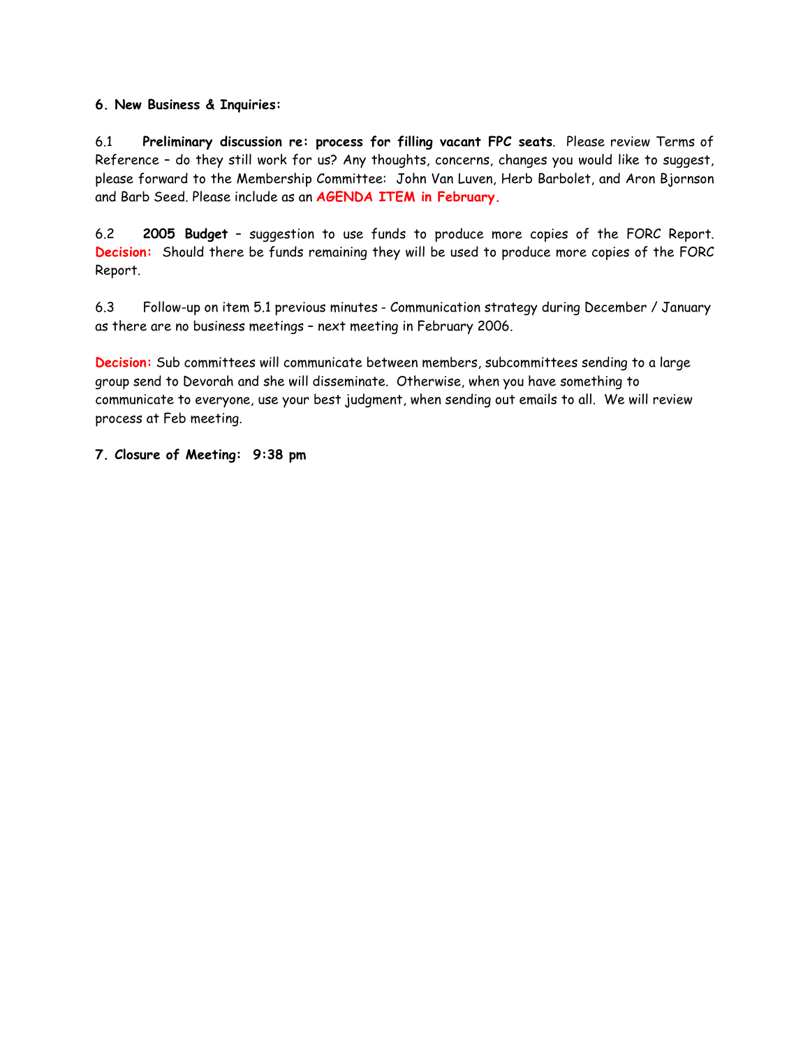**6. New Business & Inquiries:**

6.1 **Preliminary discussion re: process for filling vacant FPC seats**. Please review Terms of Reference – do they still work for us? Any thoughts, concerns, changes you would like to suggest, please forward to the Membership Committee: John Van Luven, Herb Barbolet, and Aron Bjornson and Barb Seed. Please include as an **AGENDA ITEM in February.**

6.2 **2005 Budget** – suggestion to use funds to produce more copies of the FORC Report. **Decision:** Should there be funds remaining they will be used to produce more copies of the FORC Report.

6.3 Follow-up on item 5.1 previous minutes - Communication strategy during December / January as there are no business meetings – next meeting in February 2006.

**Decision:** Sub committees will communicate between members, subcommittees sending to a large group send to Devorah and she will disseminate. Otherwise, when you have something to communicate to everyone, use your best judgment, when sending out emails to all. We will review process at Feb meeting.

**7. Closure of Meeting: 9:38 pm**